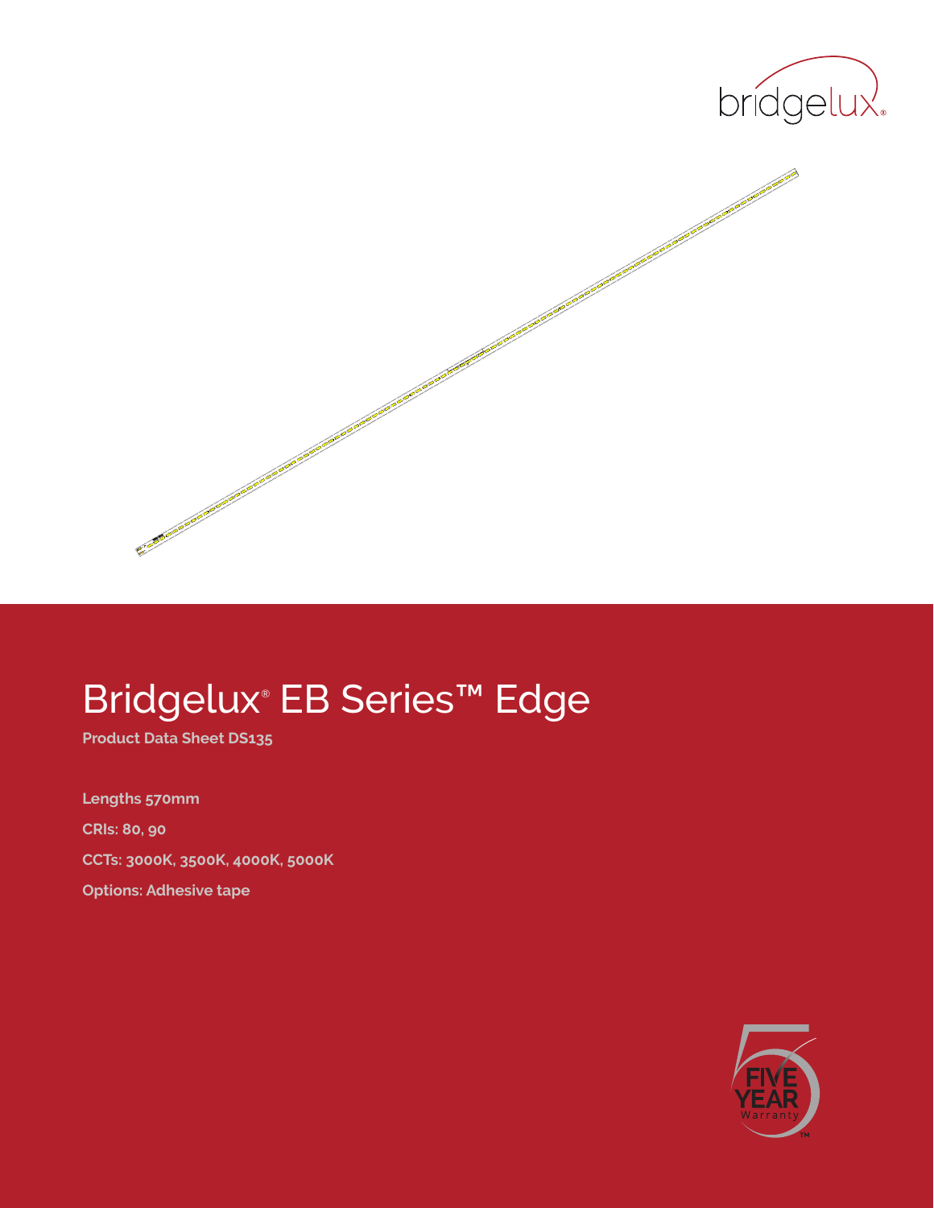# Bridgelux® EB Series™ Edge

**Product Data Sheet DS135**

**Lengths 570mm**

**CRIs: 80, 90**

**CCTs: 3000K, 3500K, 4000K, 5000K**

**Options: Adhesive tape**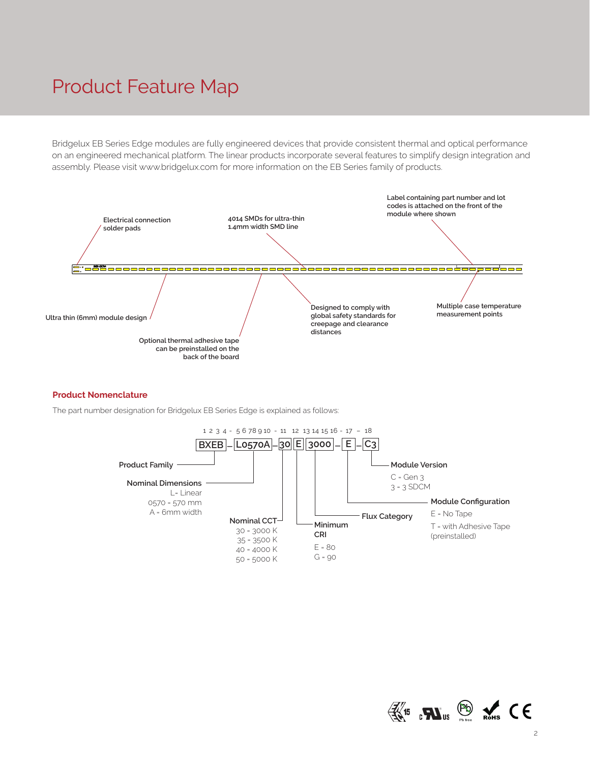# Product Feature Map

Bridgelux EB Series Edge modules are fully engineered devices that provide consistent thermal and optical performance on an engineered mechanical platform. The linear products incorporate several features to simplify design integration and assembly. Please visit www.bridgelux.com for more information on the EB Series family of products.

- Electrical connection solder pads
- 4014 SMDs for ultra-thin 1.4mm width SMD line
- Label containing part number and lot codes is attached on the front of the module where shown
- Ultra thin (6mm) module design
- Optional thermal adhesive tape can be preinstalled on the back of the board
- Designed to comply with global safety standards for creepage and clearance distances
- Multiple case temperature measurement points

## Product Nomenclature

The part number designation for Bridgelux EB Series Edge is explained as follows:

1 2 3 4 - 5 6 7 8 9 10 - 11 12 13 14 15 16 - 17 – 18

BXEB – L0570A – 30 E 3000 – E – C3

- **Product Family** (1–4): BXEB
- **Nominal Dimensions** (5–10): L0570A
  - L= Linear
  - 0570 = 570 mm
  - A = 6mm width
- **Nominal CCT** (11): 30
  - 30 = 3000 K
  - 35 = 3500 K
  - 40 = 4000 K
  - 50 = 5000 K
- **Minimum CRI** (12): E
  - E = 80
  - G = 90
- **Flux Category** (13–16): 3000
- **Module Configuration** (17): E
  - E = No Tape
  - T = with Adhesive Tape (preinstalled)
- **Module Version** (18): C3
  - C = Gen 3
  - 3 = 3 SDCM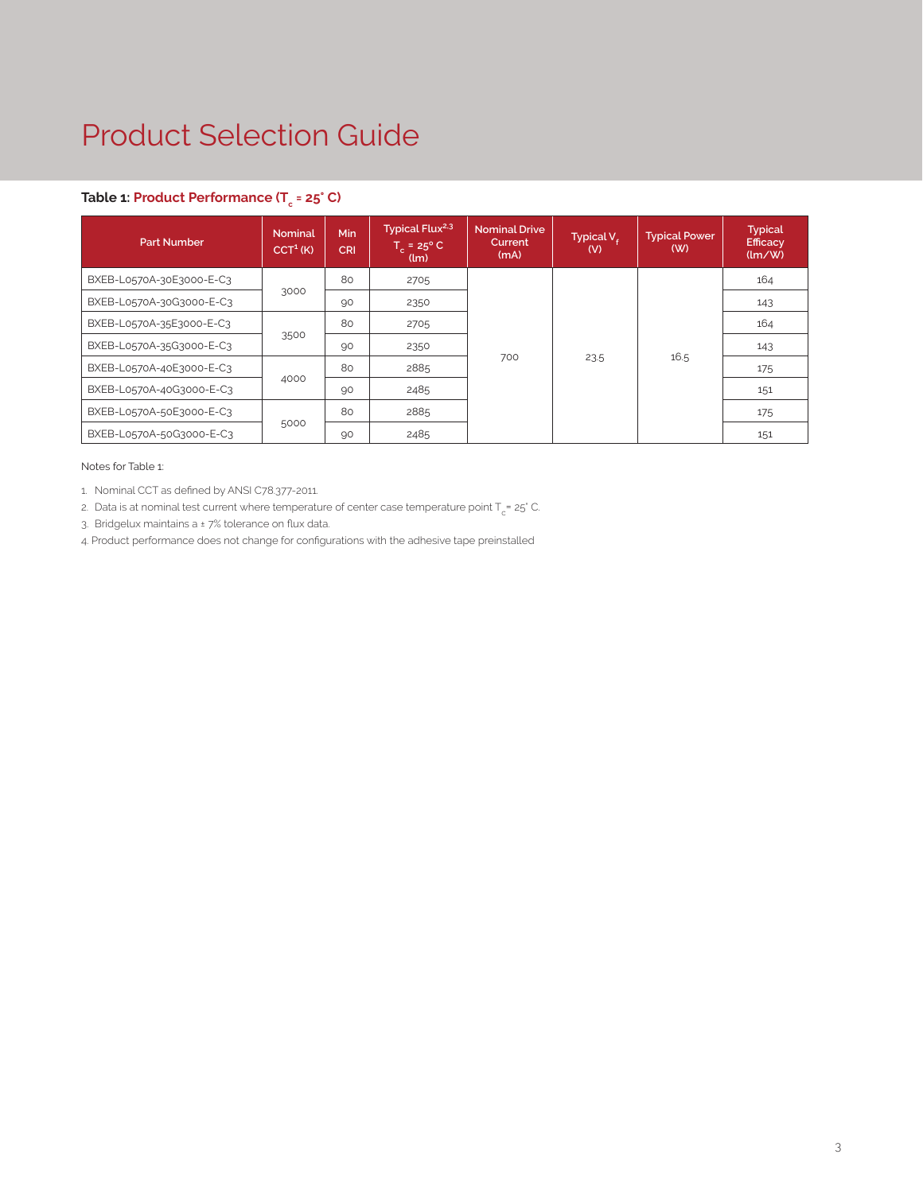# Product Selection Guide

**Table 1: Product Performance ($T_c$ = 25° C)**

| Part Number | Nominal CCT[1] (K) | Min CRI | Typical Flux[2,3] $T_c$ = 25° C (lm) | Nominal Drive Current (mA) | Typical $V_f$ (V) | Typical Power (W) | Typical Efficacy (lm/W) |
|---|---|---|---|---|---|---|---|
| BXEB-L0570A-30E3000-E-C3 | 3000 | 80 | 2705 | 700 | 23.5 | 16.5 | 164 |
| BXEB-L0570A-30G3000-E-C3 | | 90 | 2350 | | | | 143 |
| BXEB-L0570A-35E3000-E-C3 | 3500 | 80 | 2705 | | | | 164 |
| BXEB-L0570A-35G3000-E-C3 | | 90 | 2350 | | | | 143 |
| BXEB-L0570A-40E3000-E-C3 | 4000 | 80 | 2885 | | | | 175 |
| BXEB-L0570A-40G3000-E-C3 | | 90 | 2485 | | | | 151 |
| BXEB-L0570A-50E3000-E-C3 | 5000 | 80 | 2885 | | | | 175 |
| BXEB-L0570A-50G3000-E-C3 | | 90 | 2485 | | | | 151 |

Notes for Table 1:

1. Nominal CCT as defined by ANSI C78.377-2011.
2. Data is at nominal test current where temperature of center case temperature point $T_c$ = 25° C.
3. Bridgelux maintains a ± 7% tolerance on flux data.
4. Product performance does not change for configurations with the adhesive tape preinstalled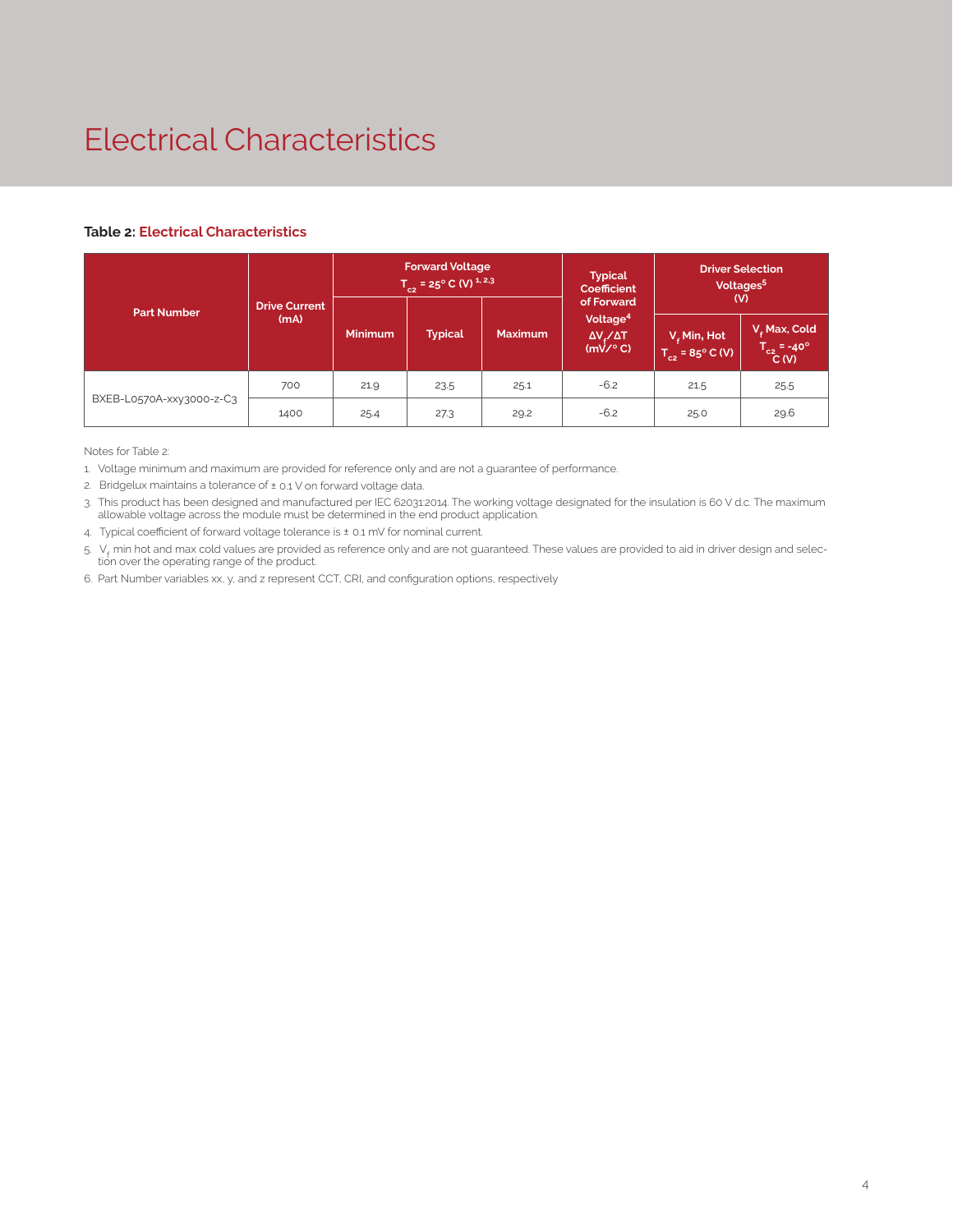# Electrical Characteristics

**Table 2: Electrical Characteristics**

| Part Number | Drive Current (mA) | Forward Voltage $T_{c2}$ = 25° C (V) [1, 2,3] | | | Typical Coefficient of Forward Voltage[4] $\Delta V_f/\Delta T$ (mV/° C) | Driver Selection Voltages[5] (V) | |
|---|---|---|---|---|---|---|---|
| | | Minimum | Typical | Maximum | | $V_f$ Min, Hot $T_{c2}$ = 85° C (V) | $V_f$ Max, Cold $T_{c2}$ = -40° C (V) |
| BXEB-L0570A-xxy3000-z-C3 | 700 | 21.9 | 23.5 | 25.1 | -6.2 | 21.5 | 25.5 |
| | 1400 | 25.4 | 27.3 | 29.2 | -6.2 | 25.0 | 29.6 |

Notes for Table 2:

1. Voltage minimum and maximum are provided for reference only and are not a guarantee of performance.
2. Bridgelux maintains a tolerance of ± 0.1 V on forward voltage data.
3. This product has been designed and manufactured per IEC 62031:2014. The working voltage designated for the insulation is 60 V d.c. The maximum allowable voltage across the module must be determined in the end product application.
4. Typical coefficient of forward voltage tolerance is ± 0.1 mV for nominal current.
5. $V_f$ min hot and max cold values are provided as reference only and are not guaranteed. These values are provided to aid in driver design and selection over the operating range of the product.
6. Part Number variables xx, y, and z represent CCT, CRI, and configuration options, respectively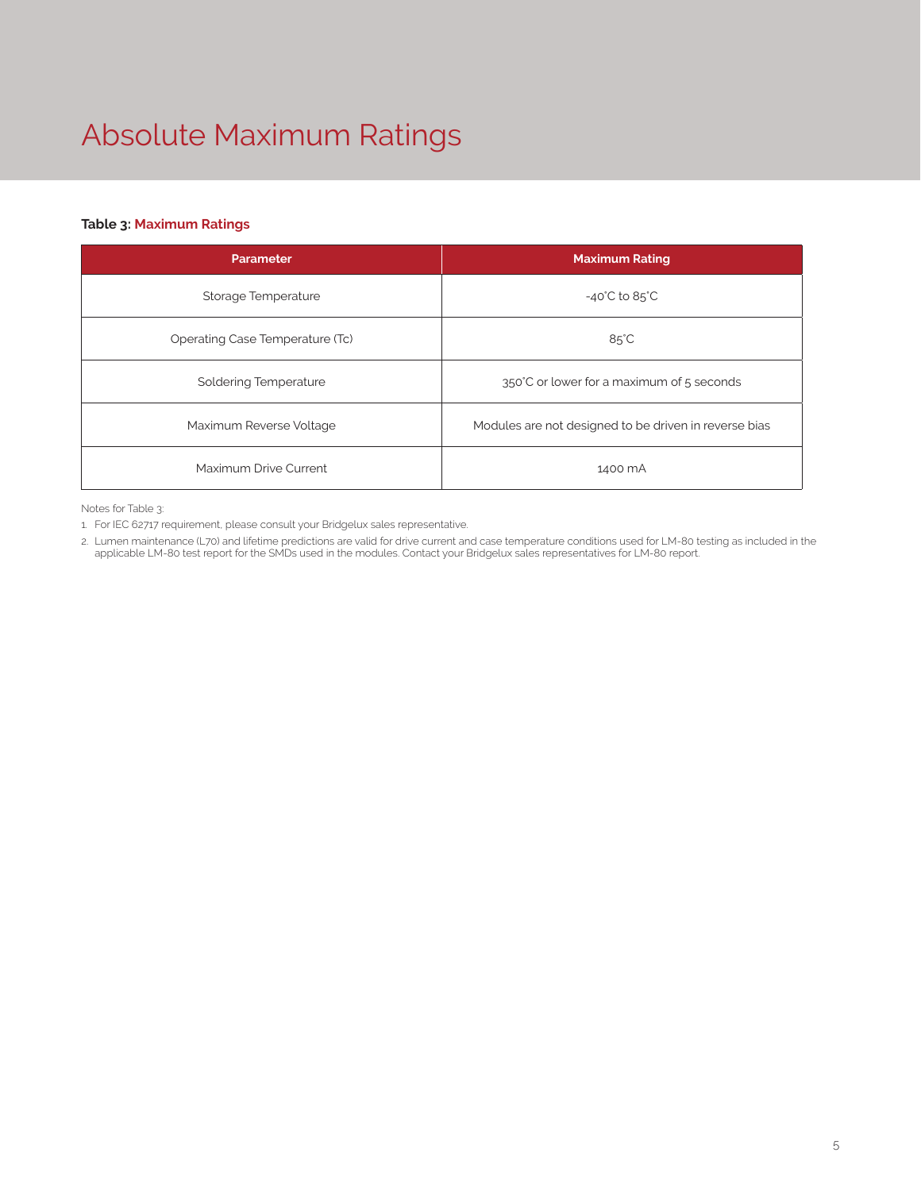# Absolute Maximum Ratings

**Table 3: Maximum Ratings**

| Parameter | Maximum Rating |
| --- | --- |
| Storage Temperature | -40°C to 85°C |
| Operating Case Temperature (Tc) | 85°C |
| Soldering Temperature | 350°C or lower for a maximum of 5 seconds |
| Maximum Reverse Voltage | Modules are not designed to be driven in reverse bias |
| Maximum Drive Current | 1400 mA |

Notes for Table 3:

1. For IEC 62717 requirement, please consult your Bridgelux sales representative.
2. Lumen maintenance (L70) and lifetime predictions are valid for drive current and case temperature conditions used for LM-80 testing as included in the applicable LM-80 test report for the SMDs used in the modules. Contact your Bridgelux sales representatives for LM-80 report.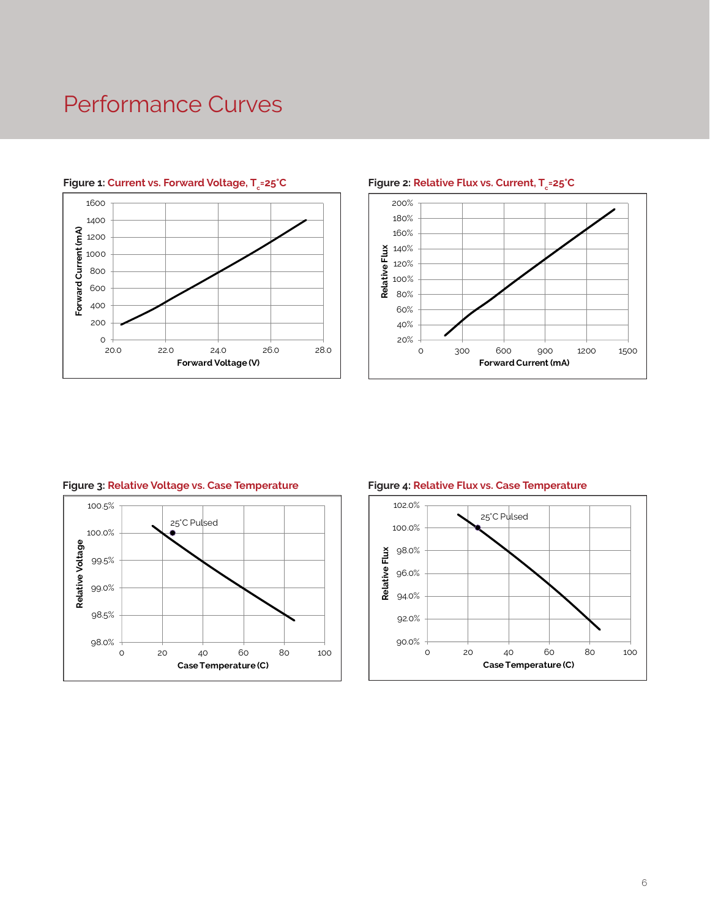# Performance Curves

**Figure 1:** Current vs. Forward Voltage, $T_c$=25°C

**Figure 2:** Relative Flux vs. Current, $T_c$=25°C

**Figure 3:** Relative Voltage vs. Case Temperature

**Figure 4:** Relative Flux vs. Case Temperature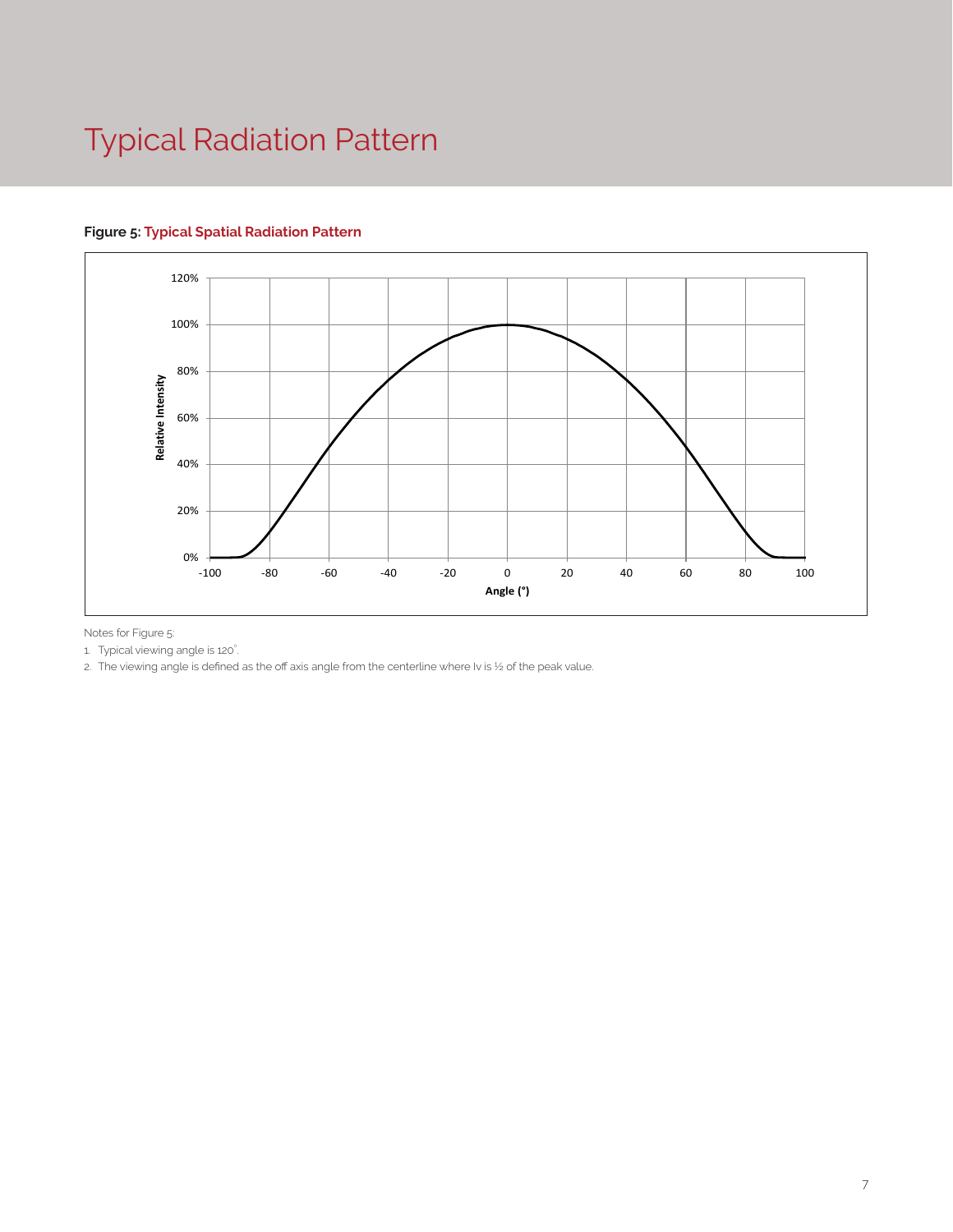# Typical Radiation Pattern

**Figure 5: Typical Spatial Radiation Pattern**

Notes for Figure 5:

1. Typical viewing angle is 120°.
2. The viewing angle is defined as the off axis angle from the centerline where Iv is ½ of the peak value.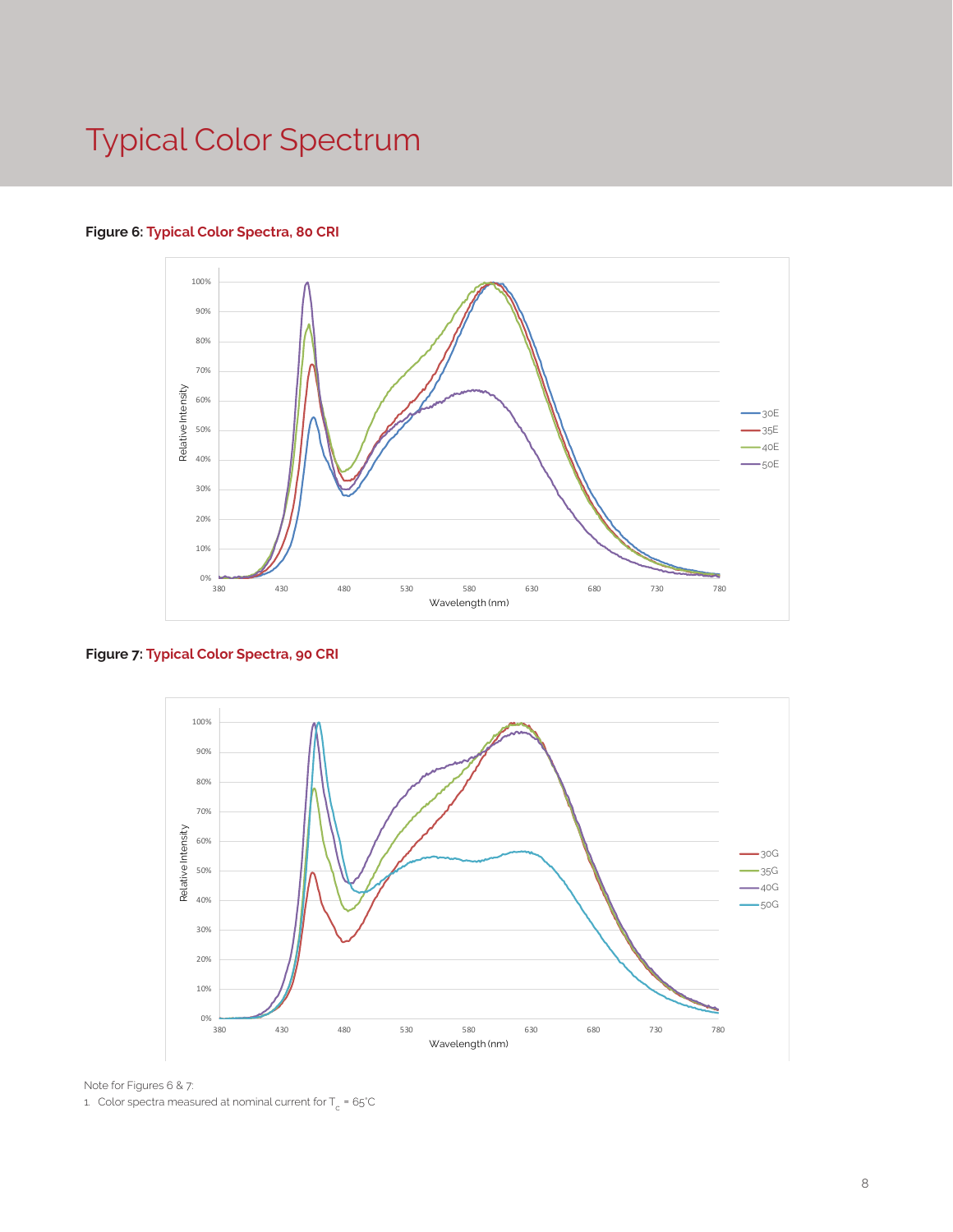# Typical Color Spectrum

**Figure 6: Typical Color Spectra, 80 CRI**

**Figure 7: Typical Color Spectra, 90 CRI**

Note for Figures 6 & 7:

1. Color spectra measured at nominal current for $T_c$ = 65°C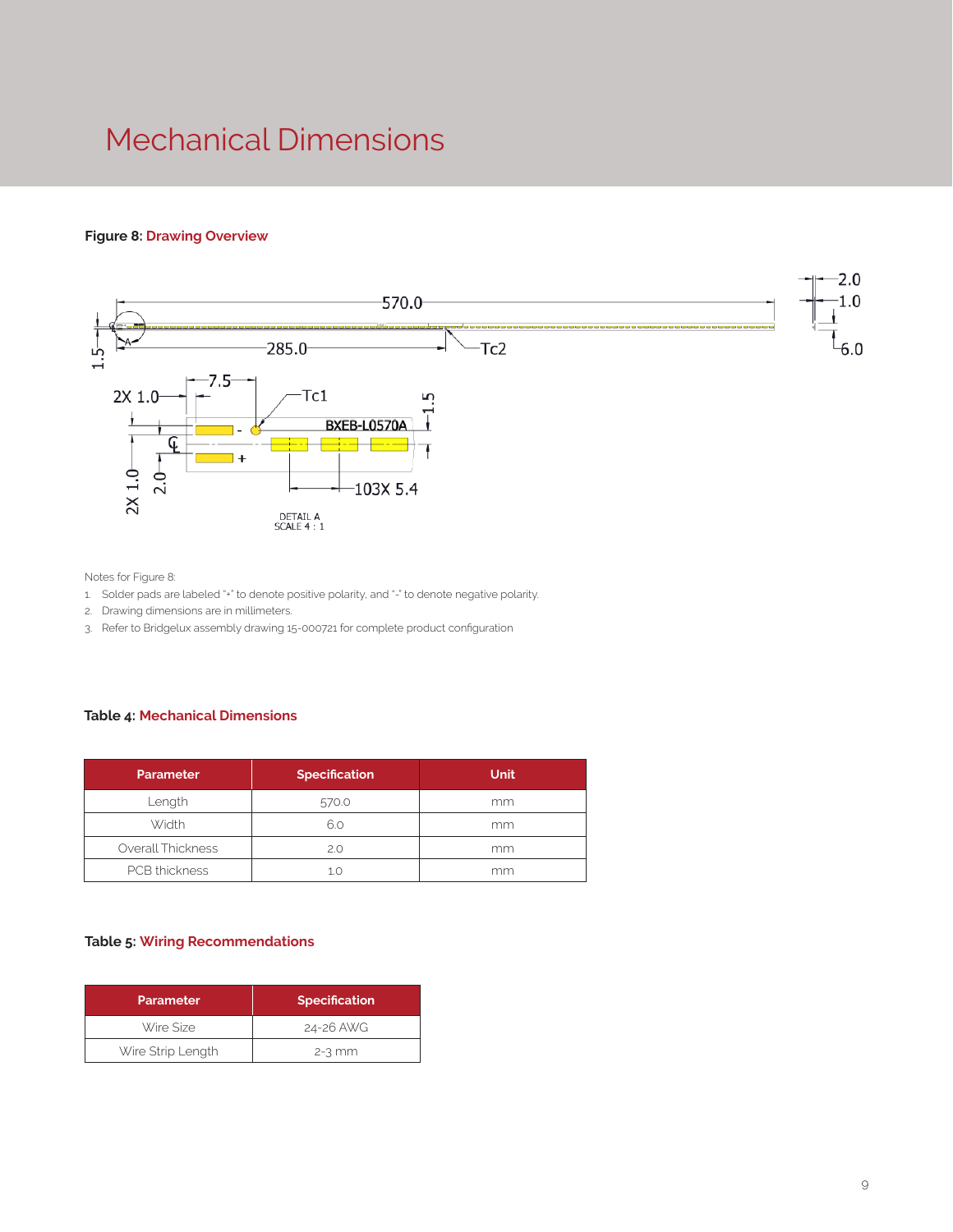# Mechanical Dimensions

**Figure 8: Drawing Overview**

Notes for Figure 8:

1. Solder pads are labeled "+" to denote positive polarity, and "-" to denote negative polarity.
2. Drawing dimensions are in millimeters.
3. Refer to Bridgelux assembly drawing 15-000721 for complete product configuration

**Table 4: Mechanical Dimensions**

| Parameter | Specification | Unit |
|---|---|---|
| Length | 570.0 | mm |
| Width | 6.0 | mm |
| Overall Thickness | 2.0 | mm |
| PCB thickness | 1.0 | mm |

**Table 5: Wiring Recommendations**

| Parameter | Specification |
|---|---|
| Wire Size | 24-26 AWG |
| Wire Strip Length | 2-3 mm |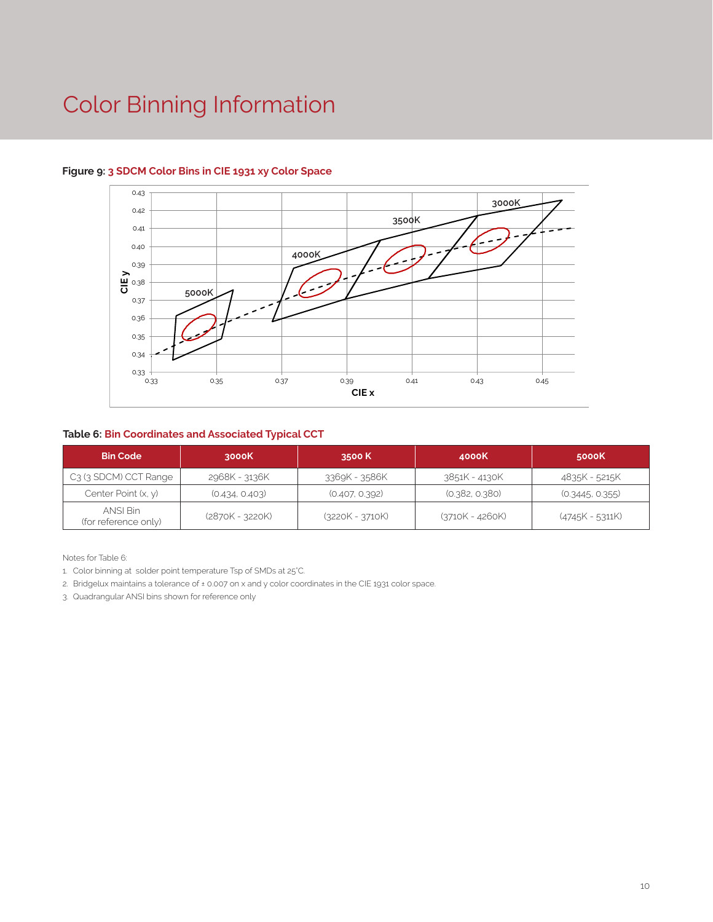# Color Binning Information

**Figure 9: 3 SDCM Color Bins in CIE 1931 xy Color Space**

**Table 6: Bin Coordinates and Associated Typical CCT**

| Bin Code | 3000K | 3500 K | 4000K | 5000K |
|---|---|---|---|---|
| C3 (3 SDCM) CCT Range | 2968K - 3136K | 3369K - 3586K | 3851K - 4130K | 4835K - 5215K |
| Center Point (x, y) | (0.434, 0.403) | (0.407, 0.392) | (0.382, 0.380) | (0.3445, 0.355) |
| ANSI Bin (for reference only) | (2870K - 3220K) | (3220K - 3710K) | (3710K - 4260K) | (4745K - 5311K) |

Notes for Table 6:

1. Color binning at solder point temperature Tsp of SMDs at 25°C.
2. Bridgelux maintains a tolerance of ± 0.007 on x and y color coordinates in the CIE 1931 color space.
3. Quadrangular ANSI bins shown for reference only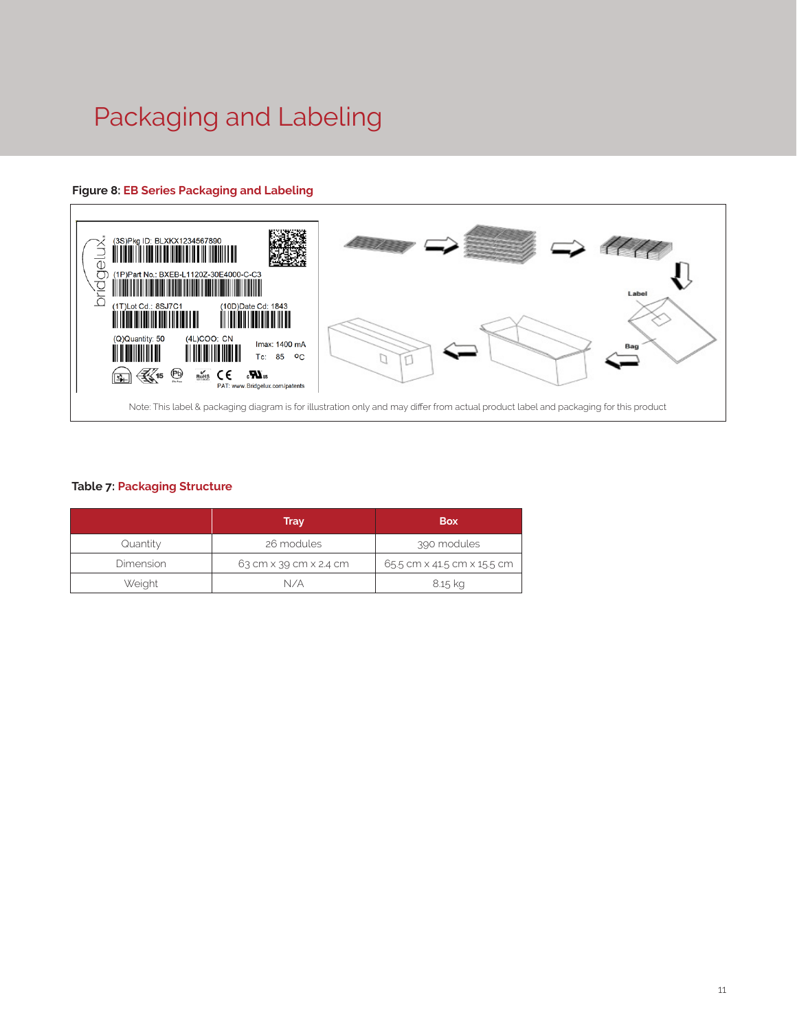# Packaging and Labeling

**Figure 8:** EB Series Packaging and Labeling

Note: This label & packaging diagram is for illustration only and may differ from actual product label and packaging for this product

**Table 7:** Packaging Structure

| | Tray | Box |
|---|---|---|
| Quantity | 26 modules | 390 modules |
| Dimension | 63 cm x 39 cm x 2.4 cm | 65.5 cm x 41.5 cm x 15.5 cm |
| Weight | N/A | 8.15 kg |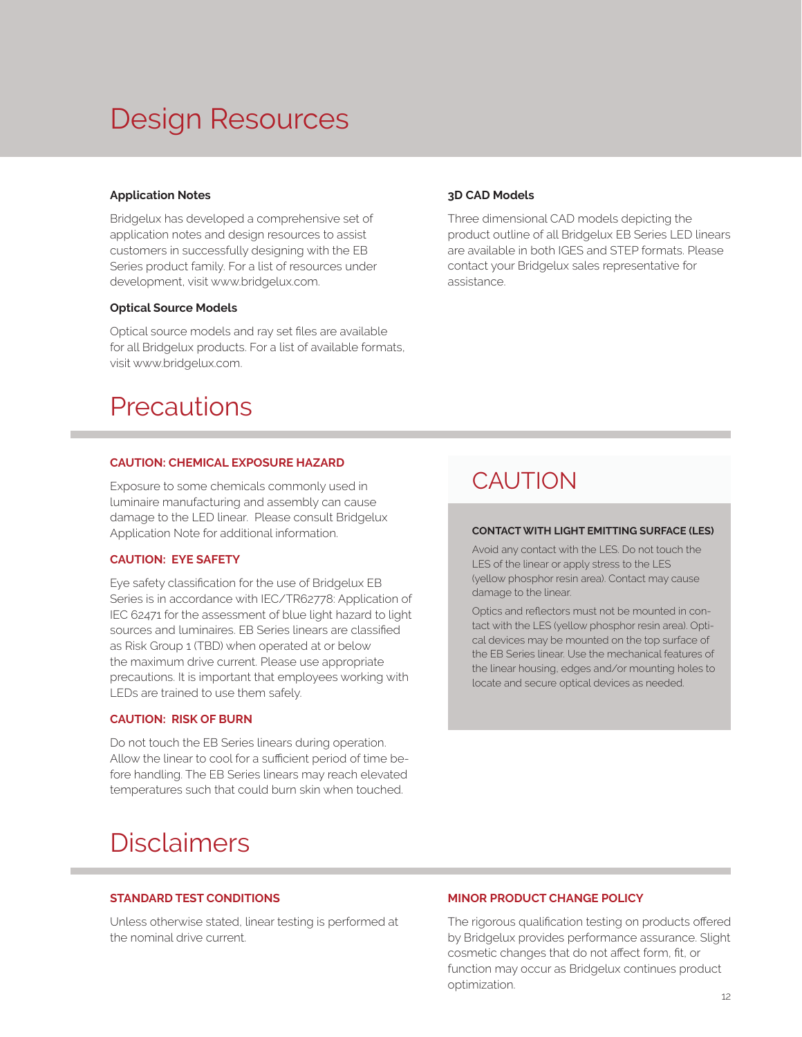# Design Resources

### Application Notes

Bridgelux has developed a comprehensive set of application notes and design resources to assist customers in successfully designing with the EB Series product family. For a list of resources under development, visit www.bridgelux.com.

### Optical Source Models

Optical source models and ray set files are available for all Bridgelux products. For a list of available formats, visit www.bridgelux.com.

### 3D CAD Models

Three dimensional CAD models depicting the product outline of all Bridgelux EB Series LED linears are available in both IGES and STEP formats. Please contact your Bridgelux sales representative for assistance.

# Precautions

### CAUTION: CHEMICAL EXPOSURE HAZARD

Exposure to some chemicals commonly used in luminaire manufacturing and assembly can cause damage to the LED linear. Please consult Bridgelux Application Note for additional information.

### CAUTION: EYE SAFETY

Eye safety classification for the use of Bridgelux EB Series is in accordance with IEC/TR62778: Application of IEC 62471 for the assessment of blue light hazard to light sources and luminaires. EB Series linears are classified as Risk Group 1 (TBD) when operated at or below the maximum drive current. Please use appropriate precautions. It is important that employees working with LEDs are trained to use them safely.

### CAUTION: RISK OF BURN

Do not touch the EB Series linears during operation. Allow the linear to cool for a sufficient period of time before handling. The EB Series linears may reach elevated temperatures such that could burn skin when touched.

## CAUTION

### CONTACT WITH LIGHT EMITTING SURFACE (LES)

Avoid any contact with the LES. Do not touch the LES of the linear or apply stress to the LES (yellow phosphor resin area). Contact may cause damage to the linear.

Optics and reflectors must not be mounted in contact with the LES (yellow phosphor resin area). Optical devices may be mounted on the top surface of the EB Series linear. Use the mechanical features of the linear housing, edges and/or mounting holes to locate and secure optical devices as needed.

# Disclaimers

### STANDARD TEST CONDITIONS

Unless otherwise stated, linear testing is performed at the nominal drive current.

### MINOR PRODUCT CHANGE POLICY

The rigorous qualification testing on products offered by Bridgelux provides performance assurance. Slight cosmetic changes that do not affect form, fit, or function may occur as Bridgelux continues product optimization.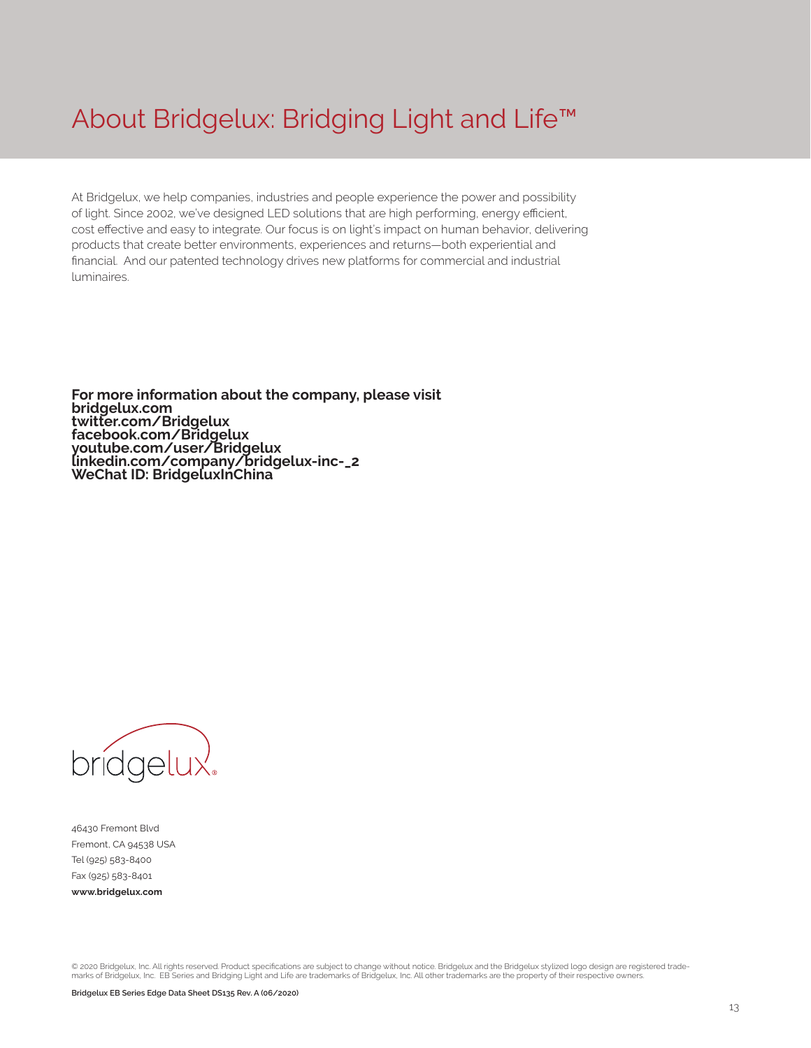# About Bridgelux: Bridging Light and Life™

At Bridgelux, we help companies, industries and people experience the power and possibility of light. Since 2002, we've designed LED solutions that are high performing, energy efficient, cost effective and easy to integrate. Our focus is on light's impact on human behavior, delivering products that create better environments, experiences and returns—both experiential and financial. And our patented technology drives new platforms for commercial and industrial luminaires.

**For more information about the company, please visit**
**bridgelux.com**
**twitter.com/Bridgelux**
**facebook.com/Bridgelux**
**youtube.com/user/Bridgelux**
**linkedin.com/company/bridgelux-inc-_2**
**WeChat ID: BridgeluxInChina**

bridgelux®

46430 Fremont Blvd
Fremont, CA 94538 USA
Tel (925) 583-8400
Fax (925) 583-8401
**www.bridgelux.com**

© 2020 Bridgelux, Inc. All rights reserved. Product specifications are subject to change without notice. Bridgelux and the Bridgelux stylized logo design are registered trademarks of Bridgelux, Inc. EB Series and Bridging Light and Life are trademarks of Bridgelux, Inc. All other trademarks are the property of their respective owners.

**Bridgelux EB Series Edge Data Sheet DS135 Rev. A (06/2020)**